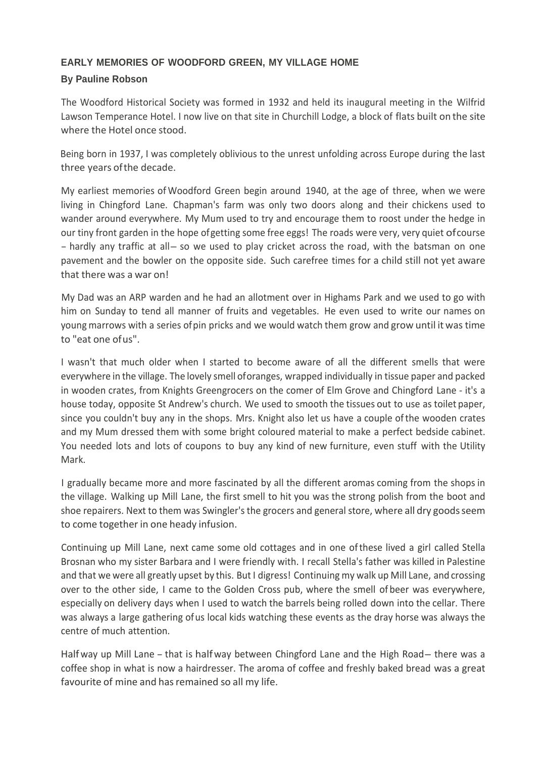**EARLY MEMORIES OF WOODFORD GREEN, MY VILLAGE HOME**

**By Pauline Robson**

The Woodford Historical Society was formed in 1932 and held its inaugural meeting in the Wilfrid Lawson Temperance Hotel. I now live on that site in Churchill Lodge, a block of flats built on the site where the Hotel once stood.

Being born in 1937, I was completely oblivious to the unrest unfolding across Europe during the last three years of the decade.

My earliest memories of Woodford Green begin around 1940, at the age of three, when we were living in Chingford Lane. Chapman's farm was only two doors along and their chickens used to wander around everywhere. My Mum used to try and encourage them to roost under the hedge in our tiny front garden in the hope of getting some free eggs! The roads were very, very quiet of course – hardly any traffic at all – so we used to play cricket across the road, with the batsman on one pavement and the bowler on the opposite side. Such carefree times for a child still not yet aware that there was a war on!

My Dad was an ARP warden and he had an allotment over in Highams Park and we used to go with him on Sunday to tend all manner of fruits and vegetables. He even used to write our names on young marrows with a series of pin pricks and we would watch them grow and grow until it was time to "eat one of us".

I wasn't that much older when I started to become aware of all the different smells that were everywhere in the village. The lovely smell of oranges, wrapped individually in tissue paper and packed in wooden crates, from Knights Greengrocers on the comer of Elm Grove and Chingford Lane - it's a house today, opposite St Andrew's church. We used to smooth the tissues out to use as toilet paper, since you couldn't buy any in the shops. Mrs. Knight also let us have a couple of the wooden crates and my Mum dressed them with some bright coloured material to make a perfect bedside cabinet. You needed lots and lots of coupons to buy any kind of new furniture, even stuff with the Utility Mark.

I gradually became more and more fascinated by all the different aromas coming from the shops in the village. Walking up Mill Lane, the first smell to hit you was the strong polish from the boot and shoe repairers. Next to them was Swingler's the grocers and general store, where all dry goods seem to come together in one heady infusion.

Continuing up Mill Lane, next came some old cottages and in one of these lived a girl called Stella Brosnan who my sister Barbara and I were friendly with. I recall Stella's father was killed in Palestine and that we were all greatly upset by this. But I digress! Continuing my walk up Mill Lane, and crossing over to the other side, I came to the Golden Cross pub, where the smell of beer was everywhere, especially on delivery days when I used to watch the barrels being rolled down into the cellar. There was always a large gathering of us local kids watching these events as the dray horse was always the centre of much attention.

Half way up Mill Lane – that is half way between Chingford Lane and the High Road – there was a coffee shop in what is now a hairdresser. The aroma of coffee and freshly baked bread was a great favourite of mine and has remained so all my life.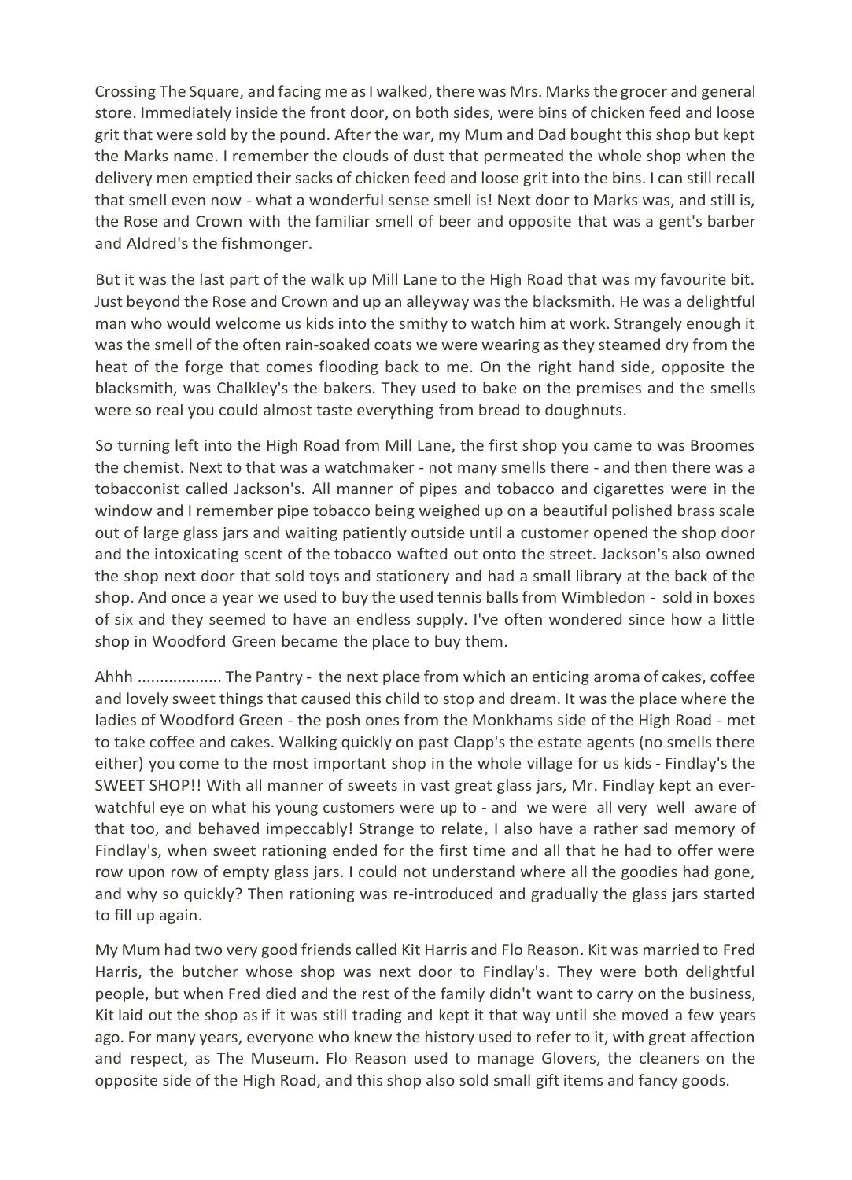Crossing The Square, and facing me as I walked, there was Mrs. Marks the grocer and general store. Immediately inside the front door, on both sides, were bins of chicken feed and loose grit that were sold by the pound. After the war, my Mum and Dad bought this shop but kept the Marks name. I remember the clouds of dust that permeated the whole shop when the delivery men emptied their sacks of chicken feed and loose grit into the bins. I can still recall that smell even now - what a wonderful sense smell is! Next door to Marks was, and still is, the Rose and Crown with the familiar smell of beer and opposite that was a gent's barber and Aldred's the fishmonger.

But it was the last part of the walk up Mill Lane to the High Road that was my favourite bit. Just beyond the Rose and Crown and up an alleyway was the blacksmith. He was a delightful man who would welcome us kids into the smithy to watch him at work. Strangely enough it was the smell of the often rain-soaked coats we were wearing as they steamed dry from the heat of the forge that comes flooding back to me. On the right hand side, opposite the blacksmith, was Chalkley's the bakers. They used to bake on the premises and the smells were so real you could almost taste everything from bread to doughnuts.

So turning left into the High Road from Mill Lane, the first shop you came to was Broomes the chemist. Next to that was a watchmaker - not many smells there - and then there was a tobacconist called Jackson's. All manner of pipes and tobacco and cigarettes were in the window and I remember pipe tobacco being weighed up on a beautiful polished brass scale out of large glass jars and waiting patiently outside until a customer opened the shop door and the intoxicating scent of the tobacco wafted out onto the street. Jackson's also owned the shop next door that sold toys and stationery and had a small library at the back of the shop. And once a year we used to buy the used tennis balls from Wimbledon - sold in boxes of six and they seemed to have an endless supply. I've often wondered since how a little shop in Woodford Green became the place to buy them.

Ahhh .................. The Pantry - the next place from which an enticing aroma of cakes, coffee and lovely sweet things that caused this child to stop and dream. It was the place where the ladies of Woodford Green - the posh ones from the Monkhams side of the High Road - met to take coffee and cakes. Walking quickly on past Clapp's the estate agents (no smells there either) you come to the most important shop in the whole village for us kids - Findlay's the SWEET SHOP!! With all manner of sweets in vast great glass jars, Mr. Findlay kept an ever-watchful eye on what his young customers were up to - and we were all very well aware of that too, and behaved impeccably! Strange to relate, I also have a rather sad memory of Findlay's, when sweet rationing ended for the first time and all that he had to offer were row upon row of empty glass jars. I could not understand where all the goodies had gone, and why so quickly? Then rationing was re-introduced and gradually the glass jars started to fill up again.

My Mum had two very good friends called Kit Harris and Flo Reason. Kit was married to Fred Harris, the butcher whose shop was next door to Findlay's. They were both delightful people, but when Fred died and the rest of the family didn't want to carry on the business, Kit laid out the shop as if it was still trading and kept it that way until she moved a few years ago. For many years, everyone who knew the history used to refer to it, with great affection and respect, as The Museum. Flo Reason used to manage Glovers, the cleaners on the opposite side of the High Road, and this shop also sold small gift items and fancy goods.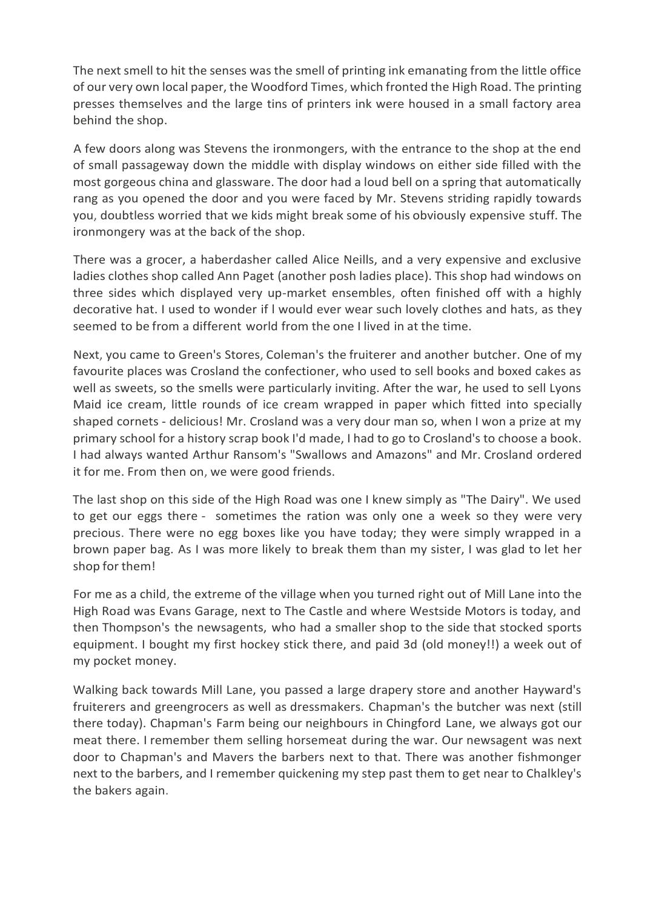The next smell to hit the senses was the smell of printing ink emanating from the little office of our very own local paper, the Woodford Times, which fronted the High Road. The printing presses themselves and the large tins of printers ink were housed in a small factory area behind the shop.

A few doors along was Stevens the ironmongers, with the entrance to the shop at the end of small passageway down the middle with display windows on either side filled with the most gorgeous china and glassware. The door had a loud bell on a spring that automatically rang as you opened the door and you were faced by Mr. Stevens striding rapidly towards you, doubtless worried that we kids might break some of his obviously expensive stuff. The ironmongery was at the back of the shop.

There was a grocer, a haberdasher called Alice Neills, and a very expensive and exclusive ladies clothes shop called Ann Paget (another posh ladies place). This shop had windows on three sides which displayed very up-market ensembles, often finished off with a highly decorative hat. I used to wonder if I would ever wear such lovely clothes and hats, as they seemed to be from a different world from the one I lived in at the time.

Next, you came to Green's Stores, Coleman's the fruiterer and another butcher. One of my favourite places was Crosland the confectioner, who used to sell books and boxed cakes as well as sweets, so the smells were particularly inviting. After the war, he used to sell Lyons Maid ice cream, little rounds of ice cream wrapped in paper which fitted into specially shaped cornets - delicious! Mr. Crosland was a very dour man so, when I won a prize at my primary school for a history scrap book I'd made, I had to go to Crosland's to choose a book. I had always wanted Arthur Ransom's "Swallows and Amazons" and Mr. Crosland ordered it for me. From then on, we were good friends.

The last shop on this side of the High Road was one I knew simply as "The Dairy". We used to get our eggs there - sometimes the ration was only one a week so they were very precious. There were no egg boxes like you have today; they were simply wrapped in a brown paper bag. As I was more likely to break them than my sister, I was glad to let her shop for them!

For me as a child, the extreme of the village when you turned right out of Mill Lane into the High Road was Evans Garage, next to The Castle and where Westside Motors is today, and then Thompson's the newsagents, who had a smaller shop to the side that stocked sports equipment. I bought my first hockey stick there, and paid 3d (old money!!) a week out of my pocket money.

Walking back towards Mill Lane, you passed a large drapery store and another Hayward's fruiterers and greengrocers as well as dressmakers. Chapman's the butcher was next (still there today). Chapman's Farm being our neighbours in Chingford Lane, we always got our meat there. I remember them selling horsemeat during the war. Our newsagent was next door to Chapman's and Mavers the barbers next to that. There was another fishmonger next to the barbers, and I remember quickening my step past them to get near to Chalkley's the bakers again.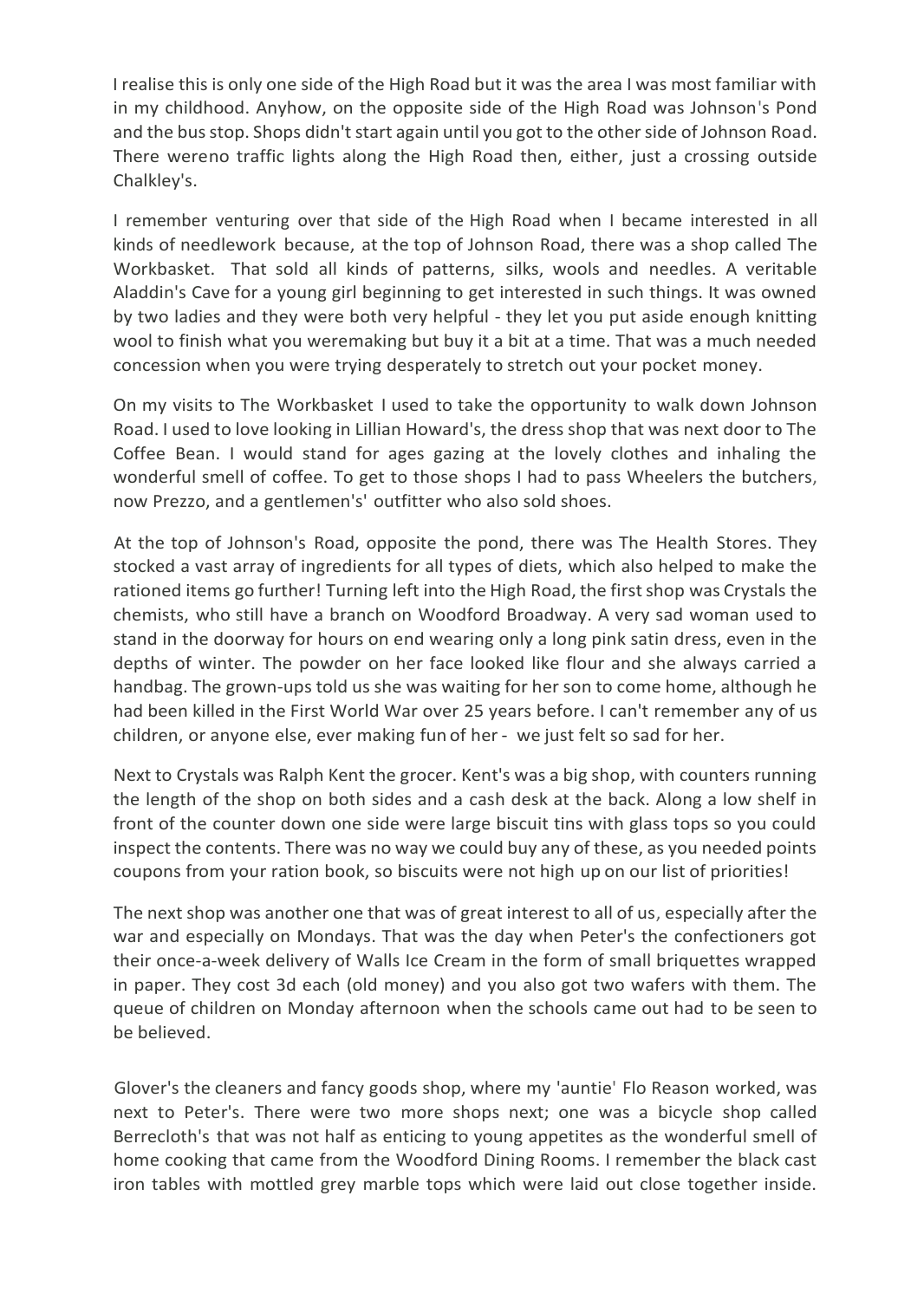I realise this is only one side of the High Road but it was the area I was most familiar with in my childhood. Anyhow, on the opposite side of the High Road was Johnson's Pond and the bus stop. Shops didn't start again until you got to the other side of Johnson Road. There wereno traffic lights along the High Road then, either, just a crossing outside Chalkley's.

I remember venturing over that side of the High Road when I became interested in all kinds of needlework because, at the top of Johnson Road, there was a shop called The Workbasket. That sold all kinds of patterns, silks, wools and needles. A veritable Aladdin's Cave for a young girl beginning to get interested in such things. It was owned by two ladies and they were both very helpful - they let you put aside enough knitting wool to finish what you weremaking but buy it a bit at a time. That was a much needed concession when you were trying desperately to stretch out your pocket money.

On my visits to The Workbasket I used to take the opportunity to walk down Johnson Road. I used to love looking in Lillian Howard's, the dress shop that was next door to The Coffee Bean. I would stand for ages gazing at the lovely clothes and inhaling the wonderful smell of coffee. To get to those shops I had to pass Wheelers the butchers, now Prezzo, and a gentlemen's' outfitter who also sold shoes.

At the top of Johnson's Road, opposite the pond, there was The Health Stores. They stocked a vast array of ingredients for all types of diets, which also helped to make the rationed items go further! Turning left into the High Road, the first shop was Crystals the chemists, who still have a branch on Woodford Broadway. A very sad woman used to stand in the doorway for hours on end wearing only a long pink satin dress, even in the depths of winter. The powder on her face looked like flour and she always carried a handbag. The grown-ups told us she was waiting for her son to come home, although he had been killed in the First World War over 25 years before. I can't remember any of us children, or anyone else, ever making fun of her - we just felt so sad for her.

Next to Crystals was Ralph Kent the grocer. Kent's was a big shop, with counters running the length of the shop on both sides and a cash desk at the back. Along a low shelf in front of the counter down one side were large biscuit tins with glass tops so you could inspect the contents. There was no way we could buy any of these, as you needed points coupons from your ration book, so biscuits were not high up on our list of priorities!

The next shop was another one that was of great interest to all of us, especially after the war and especially on Mondays. That was the day when Peter's the confectioners got their once-a-week delivery of Walls Ice Cream in the form of small briquettes wrapped in paper. They cost 3d each (old money) and you also got two wafers with them. The queue of children on Monday afternoon when the schools came out had to be seen to be believed.

Glover's the cleaners and fancy goods shop, where my 'auntie' Flo Reason worked, was next to Peter's. There were two more shops next; one was a bicycle shop called Berrecloth's that was not half as enticing to young appetites as the wonderful smell of home cooking that came from the Woodford Dining Rooms. I remember the black cast iron tables with mottled grey marble tops which were laid out close together inside.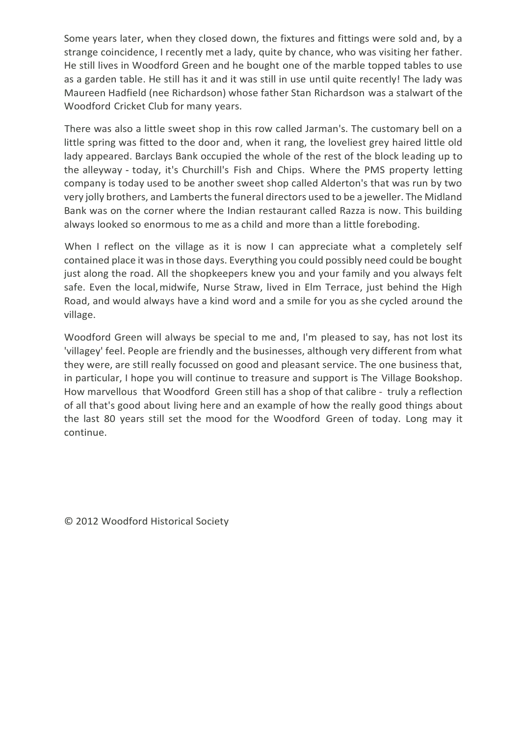Some years later, when they closed down, the fixtures and fittings were sold and, by a strange coincidence, I recently met a lady, quite by chance, who was visiting her father. He still lives in Woodford Green and he bought one of the marble topped tables to use as a garden table. He still has it and it was still in use until quite recently! The lady was Maureen Hadfield (nee Richardson) whose father Stan Richardson was a stalwart of the Woodford Cricket Club for many years.

There was also a little sweet shop in this row called Jarman's. The customary bell on a little spring was fitted to the door and, when it rang, the loveliest grey haired little old lady appeared. Barclays Bank occupied the whole of the rest of the block leading up to the alleyway - today, it's Churchill's Fish and Chips. Where the PMS property letting company is today used to be another sweet shop called Alderton's that was run by two very jolly brothers, and Lamberts the funeral directors used to be a jeweller. The Midland Bank was on the corner where the Indian restaurant called Razza is now. This building always looked so enormous to me as a child and more than a little foreboding.

When I reflect on the village as it is now I can appreciate what a completely self contained place it was in those days. Everything you could possibly need could be bought just along the road. All the shopkeepers knew you and your family and you always felt safe. Even the local, midwife, Nurse Straw, lived in Elm Terrace, just behind the High Road, and would always have a kind word and a smile for you as she cycled around the village.

Woodford Green will always be special to me and, I'm pleased to say, has not lost its 'villagey' feel. People are friendly and the businesses, although very different from what they were, are still really focussed on good and pleasant service. The one business that, in particular, I hope you will continue to treasure and support is The Village Bookshop. How marvellous that Woodford Green still has a shop of that calibre - truly a reflection of all that's good about living here and an example of how the really good things about the last 80 years still set the mood for the Woodford Green of today. Long may it continue.

© 2012 Woodford Historical Society